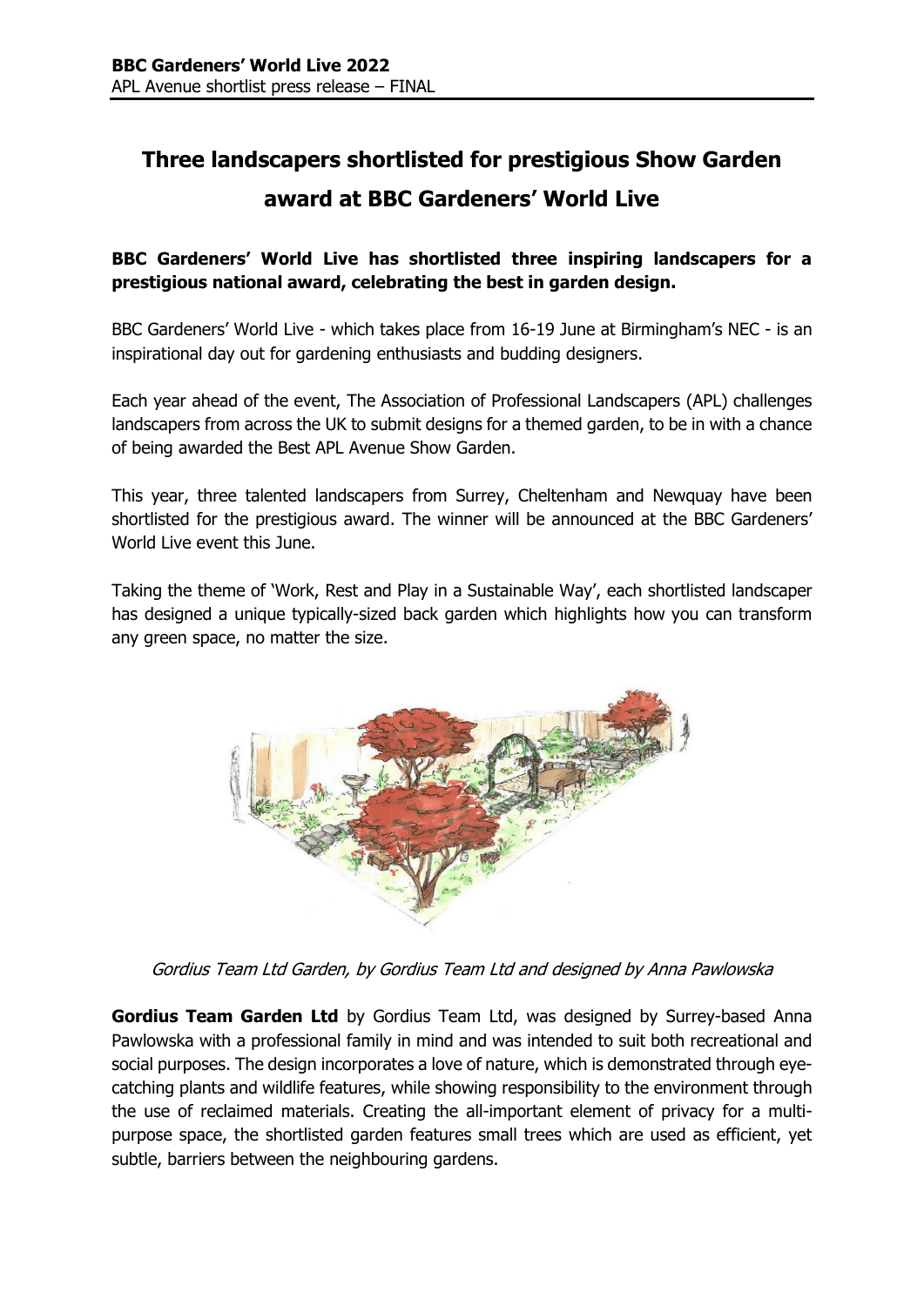**BBC Gardeners' World Live 2022**
APL Avenue shortlist press release – FINAL

# Three landscapers shortlisted for prestigious Show Garden award at BBC Gardeners' World Live

**BBC Gardeners' World Live has shortlisted three inspiring landscapers for a prestigious national award, celebrating the best in garden design.**

BBC Gardeners' World Live - which takes place from 16-19 June at Birmingham's NEC - is an inspirational day out for gardening enthusiasts and budding designers.

Each year ahead of the event, The Association of Professional Landscapers (APL) challenges landscapers from across the UK to submit designs for a themed garden, to be in with a chance of being awarded the Best APL Avenue Show Garden.

This year, three talented landscapers from Surrey, Cheltenham and Newquay have been shortlisted for the prestigious award. The winner will be announced at the BBC Gardeners' World Live event this June.

Taking the theme of 'Work, Rest and Play in a Sustainable Way', each shortlisted landscaper has designed a unique typically-sized back garden which highlights how you can transform any green space, no matter the size.

*Gordius Team Ltd Garden, by Gordius Team Ltd and designed by Anna Pawlowska*

**Gordius Team Garden Ltd** by Gordius Team Ltd, was designed by Surrey-based Anna Pawlowska with a professional family in mind and was intended to suit both recreational and social purposes. The design incorporates a love of nature, which is demonstrated through eye-catching plants and wildlife features, while showing responsibility to the environment through the use of reclaimed materials. Creating the all-important element of privacy for a multi-purpose space, the shortlisted garden features small trees which are used as efficient, yet subtle, barriers between the neighbouring gardens.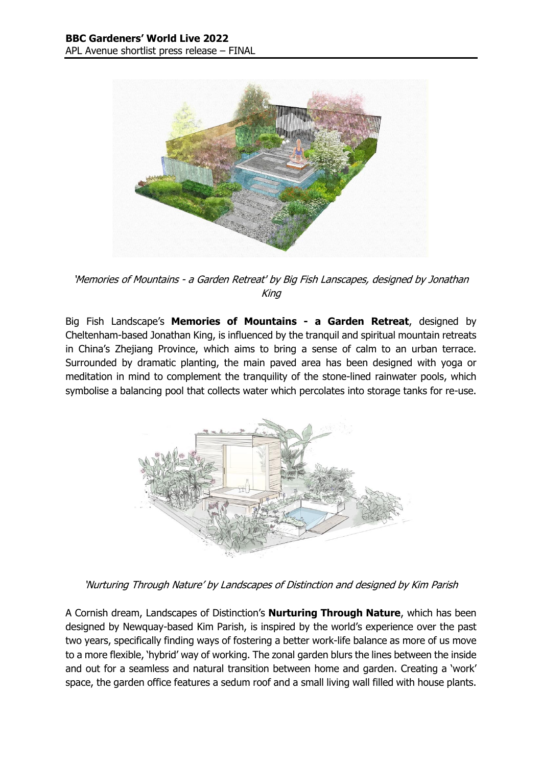*'Memories of Mountains - a Garden Retreat' by Big Fish Lanscapes, designed by Jonathan King*

Big Fish Landscape's **Memories of Mountains - a Garden Retreat**, designed by Cheltenham-based Jonathan King, is influenced by the tranquil and spiritual mountain retreats in China's Zhejiang Province, which aims to bring a sense of calm to an urban terrace. Surrounded by dramatic planting, the main paved area has been designed with yoga or meditation in mind to complement the tranquility of the stone-lined rainwater pools, which symbolise a balancing pool that collects water which percolates into storage tanks for re-use.

*'Nurturing Through Nature' by Landscapes of Distinction and designed by Kim Parish*

A Cornish dream, Landscapes of Distinction's **Nurturing Through Nature**, which has been designed by Newquay-based Kim Parish, is inspired by the world's experience over the past two years, specifically finding ways of fostering a better work-life balance as more of us move to a more flexible, 'hybrid' way of working. The zonal garden blurs the lines between the inside and out for a seamless and natural transition between home and garden. Creating a 'work' space, the garden office features a sedum roof and a small living wall filled with house plants.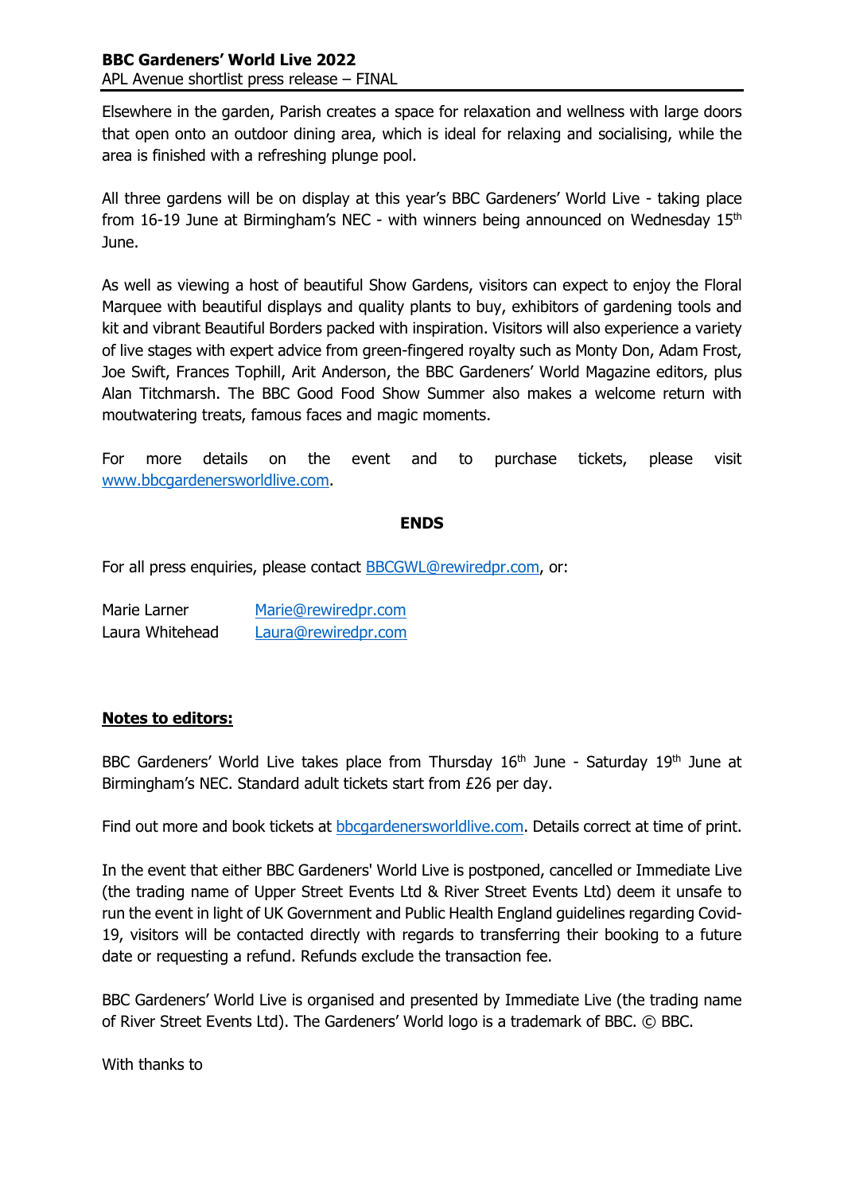Elsewhere in the garden, Parish creates a space for relaxation and wellness with large doors that open onto an outdoor dining area, which is ideal for relaxing and socialising, while the area is finished with a refreshing plunge pool.

All three gardens will be on display at this year's BBC Gardeners' World Live - taking place from 16-19 June at Birmingham's NEC - with winners being announced on Wednesday 15th June.

As well as viewing a host of beautiful Show Gardens, visitors can expect to enjoy the Floral Marquee with beautiful displays and quality plants to buy, exhibitors of gardening tools and kit and vibrant Beautiful Borders packed with inspiration. Visitors will also experience a variety of live stages with expert advice from green-fingered royalty such as Monty Don, Adam Frost, Joe Swift, Frances Tophill, Arit Anderson, the BBC Gardeners' World Magazine editors, plus Alan Titchmarsh. The BBC Good Food Show Summer also makes a welcome return with moutwatering treats, famous faces and magic moments.

For more details on the event and to purchase tickets, please visit [www.bbcgardenersworldlive.com](http://www.bbcgardenersworldlive.com).

**ENDS**

For all press enquiries, please contact [BBCGWL@rewiredpr.com](mailto:BBCGWL@rewiredpr.com), or:

| | |
|---|---|
| Marie Larner | [Marie@rewiredpr.com](mailto:Marie@rewiredpr.com) |
| Laura Whitehead | [Laura@rewiredpr.com](mailto:Laura@rewiredpr.com) |

**Notes to editors:**

BBC Gardeners' World Live takes place from Thursday 16th June - Saturday 19th June at Birmingham's NEC. Standard adult tickets start from £26 per day.

Find out more and book tickets at [bbcgardenersworldlive.com](http://bbcgardenersworldlive.com). Details correct at time of print.

In the event that either BBC Gardeners' World Live is postponed, cancelled or Immediate Live (the trading name of Upper Street Events Ltd & River Street Events Ltd) deem it unsafe to run the event in light of UK Government and Public Health England guidelines regarding Covid-19, visitors will be contacted directly with regards to transferring their booking to a future date or requesting a refund. Refunds exclude the transaction fee.

BBC Gardeners' World Live is organised and presented by Immediate Live (the trading name of River Street Events Ltd). The Gardeners' World logo is a trademark of BBC. © BBC.

With thanks to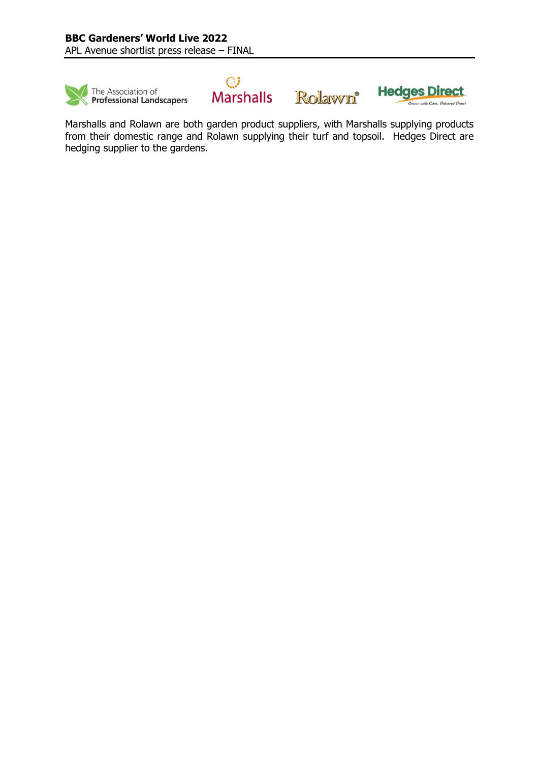Marshalls and Rolawn are both garden product suppliers, with Marshalls supplying products from their domestic range and Rolawn supplying their turf and topsoil. Hedges Direct are hedging supplier to the gardens.